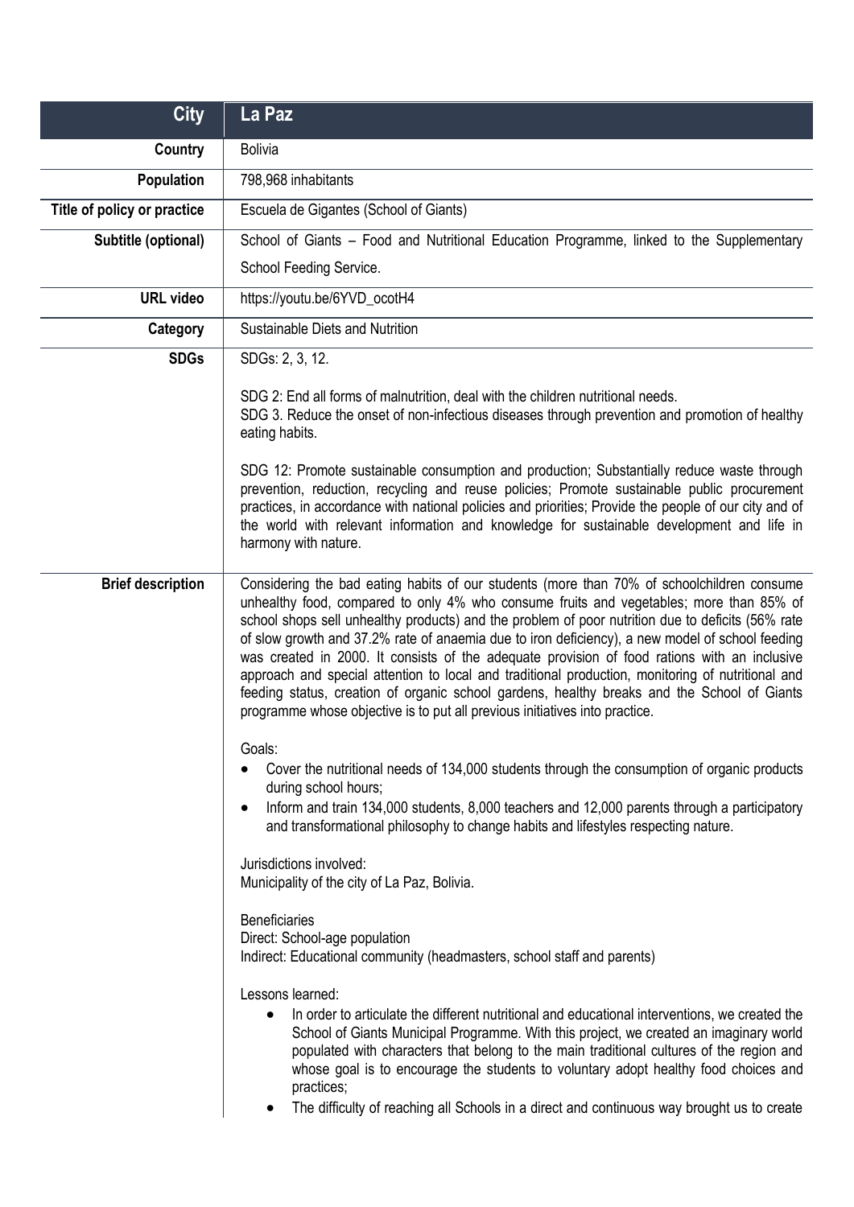| City | La Paz |
|---|---|
| **Country** | Bolivia |
| **Population** | 798,968 inhabitants |
| **Title of policy or practice** | Escuela de Gigantes (School of Giants) |
| **Subtitle (optional)** | School of Giants – Food and Nutritional Education Programme, linked to the Supplementary School Feeding Service. |
| **URL video** | https://youtu.be/6YVD_ocotH4 |
| **Category** | Sustainable Diets and Nutrition |
| **SDGs** | SDGs: 2, 3, 12.<br><br>SDG 2: End all forms of malnutrition, deal with the children nutritional needs.<br>SDG 3. Reduce the onset of non-infectious diseases through prevention and promotion of healthy eating habits.<br><br>SDG 12: Promote sustainable consumption and production; Substantially reduce waste through prevention, reduction, recycling and reuse policies; Promote sustainable public procurement practices, in accordance with national policies and priorities; Provide the people of our city and of the world with relevant information and knowledge for sustainable development and life in harmony with nature. |
| **Brief description** | Considering the bad eating habits of our students (more than 70% of schoolchildren consume unhealthy food, compared to only 4% who consume fruits and vegetables; more than 85% of school shops sell unhealthy products) and the problem of poor nutrition due to deficits (56% rate of slow growth and 37.2% rate of anaemia due to iron deficiency), a new model of school feeding was created in 2000. It consists of the adequate provision of food rations with an inclusive approach and special attention to local and traditional production, monitoring of nutritional and feeding status, creation of organic school gardens, healthy breaks and the School of Giants programme whose objective is to put all previous initiatives into practice.<br><br>Goals:<br>• Cover the nutritional needs of 134,000 students through the consumption of organic products during school hours;<br>• Inform and train 134,000 students, 8,000 teachers and 12,000 parents through a participatory and transformational philosophy to change habits and lifestyles respecting nature.<br><br>Jurisdictions involved:<br>Municipality of the city of La Paz, Bolivia.<br><br>Beneficiaries<br>Direct: School-age population<br>Indirect: Educational community (headmasters, school staff and parents)<br><br>Lessons learned:<br>• In order to articulate the different nutritional and educational interventions, we created the School of Giants Municipal Programme. With this project, we created an imaginary world populated with characters that belong to the main traditional cultures of the region and whose goal is to encourage the students to voluntary adopt healthy food choices and practices;<br>• The difficulty of reaching all Schools in a direct and continuous way brought us to create |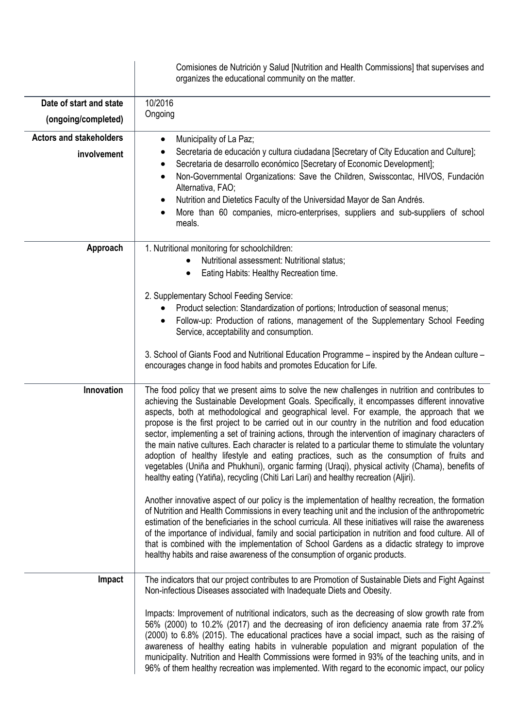| | |
|---|---|
| | Comisiones de Nutrición y Salud [Nutrition and Health Commissions] that supervises and organizes the educational community on the matter. |
| **Date of start and state (ongoing/completed)** | 10/2016<br>Ongoing |
| **Actors and stakeholders involvement** | • Municipality of La Paz;<br>• Secretaria de educación y cultura ciudadana [Secretary of City Education and Culture];<br>• Secretaria de desarrollo económico [Secretary of Economic Development];<br>• Non-Governmental Organizations: Save the Children, Swisscontac, HIVOS, Fundación Alternativa, FAO;<br>• Nutrition and Dietetics Faculty of the Universidad Mayor de San Andrés.<br>• More than 60 companies, micro-enterprises, suppliers and sub-suppliers of school meals. |
| **Approach** | 1. Nutritional monitoring for schoolchildren:<br>• Nutritional assessment: Nutritional status;<br>• Eating Habits: Healthy Recreation time.<br><br>2. Supplementary School Feeding Service:<br>• Product selection: Standardization of portions; Introduction of seasonal menus;<br>• Follow-up: Production of rations, management of the Supplementary School Feeding Service, acceptability and consumption.<br><br>3. School of Giants Food and Nutritional Education Programme – inspired by the Andean culture – encourages change in food habits and promotes Education for Life. |
| **Innovation** | The food policy that we present aims to solve the new challenges in nutrition and contributes to achieving the Sustainable Development Goals. Specifically, it encompasses different innovative aspects, both at methodological and geographical level. For example, the approach that we propose is the first project to be carried out in our country in the nutrition and food education sector, implementing a set of training actions, through the intervention of imaginary characters of the main native cultures. Each character is related to a particular theme to stimulate the voluntary adoption of healthy lifestyle and eating practices, such as the consumption of fruits and vegetables (Uniña and Phukhuni), organic farming (Uraqi), physical activity (Chama), benefits of healthy eating (Yatiña), recycling (Chiti Lari Lari) and healthy recreation (Aljiri).<br><br>Another innovative aspect of our policy is the implementation of healthy recreation, the formation of Nutrition and Health Commissions in every teaching unit and the inclusion of the anthropometric estimation of the beneficiaries in the school curricula. All these initiatives will raise the awareness of the importance of individual, family and social participation in nutrition and food culture. All of that is combined with the implementation of School Gardens as a didactic strategy to improve healthy habits and raise awareness of the consumption of organic products. |
| **Impact** | The indicators that our project contributes to are Promotion of Sustainable Diets and Fight Against Non-infectious Diseases associated with Inadequate Diets and Obesity.<br><br>Impacts: Improvement of nutritional indicators, such as the decreasing of slow growth rate from 56% (2000) to 10.2% (2017) and the decreasing of iron deficiency anaemia rate from 37.2% (2000) to 6.8% (2015). The educational practices have a social impact, such as the raising of awareness of healthy eating habits in vulnerable population and migrant population of the municipality. Nutrition and Health Commissions were formed in 93% of the teaching units, and in 96% of them healthy recreation was implemented. With regard to the economic impact, our policy |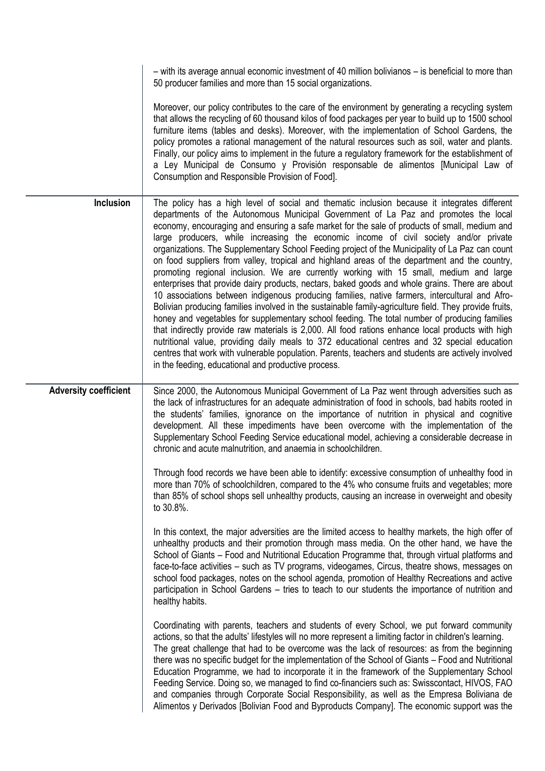|  |  |
|---|---|
|  | – with its average annual economic investment of 40 million bolivianos – is beneficial to more than 50 producer families and more than 15 social organizations.<br><br>Moreover, our policy contributes to the care of the environment by generating a recycling system that allows the recycling of 60 thousand kilos of food packages per year to build up to 1500 school furniture items (tables and desks). Moreover, with the implementation of School Gardens, the policy promotes a rational management of the natural resources such as soil, water and plants. Finally, our policy aims to implement in the future a regulatory framework for the establishment of a Ley Municipal de Consumo y Provisión responsable de alimentos [Municipal Law of Consumption and Responsible Provision of Food]. |
| **Inclusion** | The policy has a high level of social and thematic inclusion because it integrates different departments of the Autonomous Municipal Government of La Paz and promotes the local economy, encouraging and ensuring a safe market for the sale of products of small, medium and large producers, while increasing the economic income of civil society and/or private organizations. The Supplementary School Feeding project of the Municipality of La Paz can count on food suppliers from valley, tropical and highland areas of the department and the country, promoting regional inclusion. We are currently working with 15 small, medium and large enterprises that provide dairy products, nectars, baked goods and whole grains. There are about 10 associations between indigenous producing families, native farmers, intercultural and Afro-Bolivian producing families involved in the sustainable family-agriculture field. They provide fruits, honey and vegetables for supplementary school feeding. The total number of producing families that indirectly provide raw materials is 2,000. All food rations enhance local products with high nutritional value, providing daily meals to 372 educational centres and 32 special education centres that work with vulnerable population. Parents, teachers and students are actively involved in the feeding, educational and productive process. |
| **Adversity coefficient** | Since 2000, the Autonomous Municipal Government of La Paz went through adversities such as the lack of infrastructures for an adequate administration of food in schools, bad habits rooted in the students' families, ignorance on the importance of nutrition in physical and cognitive development. All these impediments have been overcome with the implementation of the Supplementary School Feeding Service educational model, achieving a considerable decrease in chronic and acute malnutrition, and anaemia in schoolchildren.<br><br>Through food records we have been able to identify: excessive consumption of unhealthy food in more than 70% of schoolchildren, compared to the 4% who consume fruits and vegetables; more than 85% of school shops sell unhealthy products, causing an increase in overweight and obesity to 30.8%.<br><br>In this context, the major adversities are the limited access to healthy markets, the high offer of unhealthy products and their promotion through mass media. On the other hand, we have the School of Giants – Food and Nutritional Education Programme that, through virtual platforms and face-to-face activities – such as TV programs, videogames, Circus, theatre shows, messages on school food packages, notes on the school agenda, promotion of Healthy Recreations and active participation in School Gardens – tries to teach to our students the importance of nutrition and healthy habits.<br><br>Coordinating with parents, teachers and students of every School, we put forward community actions, so that the adults' lifestyles will no more represent a limiting factor in children's learning. The great challenge that had to be overcome was the lack of resources: as from the beginning there was no specific budget for the implementation of the School of Giants – Food and Nutritional Education Programme, we had to incorporate it in the framework of the Supplementary School Feeding Service. Doing so, we managed to find co-financiers such as: Swisscontact, HIVOS, FAO and companies through Corporate Social Responsibility, as well as the Empresa Boliviana de Alimentos y Derivados [Bolivian Food and Byproducts Company]. The economic support was the |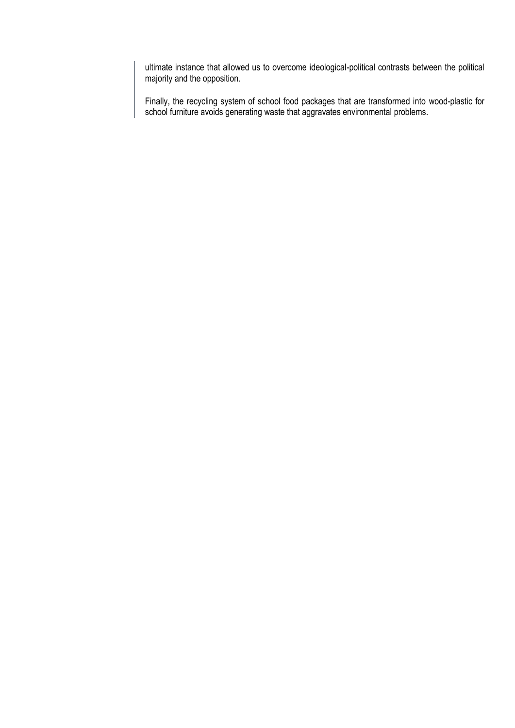ultimate instance that allowed us to overcome ideological-political contrasts between the political majority and the opposition.

Finally, the recycling system of school food packages that are transformed into wood-plastic for school furniture avoids generating waste that aggravates environmental problems.